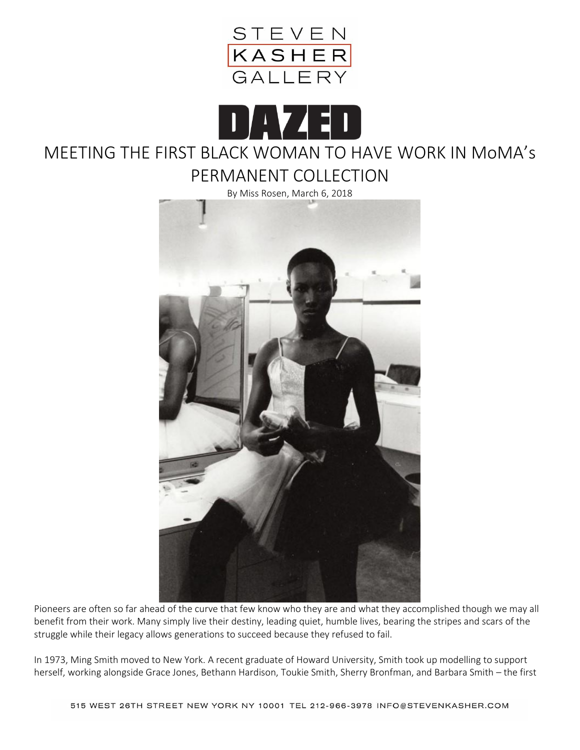STEVEN KASHER GALLERY

DAZED

# MEETING THE FIRST BLACK WOMAN TO HAVE WORK IN MoMA's PERMANENT COLLECTION

By Miss Rosen, March 6, 2018

Pioneers are often so far ahead of the curve that few know who they are and what they accomplished though we may all benefit from their work. Many simply live their destiny, leading quiet, humble lives, bearing the stripes and scars of the struggle while their legacy allows generations to succeed because they refused to fail.

In 1973, Ming Smith moved to New York. A recent graduate of Howard University, Smith took up modelling to support herself, working alongside Grace Jones, Bethann Hardison, Toukie Smith, Sherry Bronfman, and Barbara Smith – the first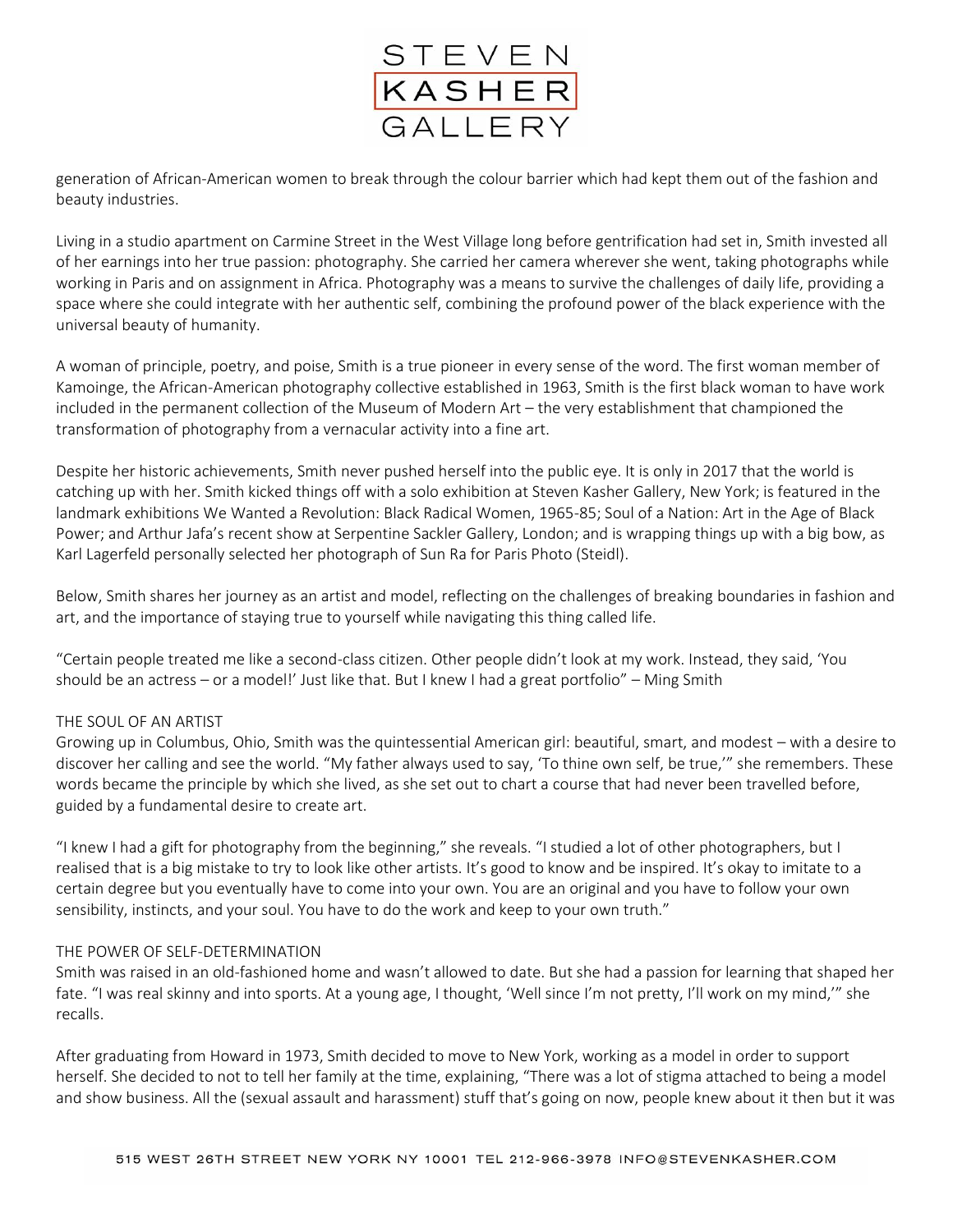generation of African-American women to break through the colour barrier which had kept them out of the fashion and beauty industries.

Living in a studio apartment on Carmine Street in the West Village long before gentrification had set in, Smith invested all of her earnings into her true passion: photography. She carried her camera wherever she went, taking photographs while working in Paris and on assignment in Africa. Photography was a means to survive the challenges of daily life, providing a space where she could integrate with her authentic self, combining the profound power of the black experience with the universal beauty of humanity.

A woman of principle, poetry, and poise, Smith is a true pioneer in every sense of the word. The first woman member of Kamoinge, the African-American photography collective established in 1963, Smith is the first black woman to have work included in the permanent collection of the Museum of Modern Art – the very establishment that championed the transformation of photography from a vernacular activity into a fine art.

Despite her historic achievements, Smith never pushed herself into the public eye. It is only in 2017 that the world is catching up with her. Smith kicked things off with a solo exhibition at Steven Kasher Gallery, New York; is featured in the landmark exhibitions We Wanted a Revolution: Black Radical Women, 1965-85; Soul of a Nation: Art in the Age of Black Power; and Arthur Jafa's recent show at Serpentine Sackler Gallery, London; and is wrapping things up with a big bow, as Karl Lagerfeld personally selected her photograph of Sun Ra for Paris Photo (Steidl).

Below, Smith shares her journey as an artist and model, reflecting on the challenges of breaking boundaries in fashion and art, and the importance of staying true to yourself while navigating this thing called life.

"Certain people treated me like a second-class citizen. Other people didn't look at my work. Instead, they said, 'You should be an actress – or a model!' Just like that. But I knew I had a great portfolio" – Ming Smith

## THE SOUL OF AN ARTIST

Growing up in Columbus, Ohio, Smith was the quintessential American girl: beautiful, smart, and modest – with a desire to discover her calling and see the world. "My father always used to say, 'To thine own self, be true,'" she remembers. These words became the principle by which she lived, as she set out to chart a course that had never been travelled before, guided by a fundamental desire to create art.

"I knew I had a gift for photography from the beginning," she reveals. "I studied a lot of other photographers, but I realised that is a big mistake to try to look like other artists. It's good to know and be inspired. It's okay to imitate to a certain degree but you eventually have to come into your own. You are an original and you have to follow your own sensibility, instincts, and your soul. You have to do the work and keep to your own truth."

## THE POWER OF SELF-DETERMINATION

Smith was raised in an old-fashioned home and wasn't allowed to date. But she had a passion for learning that shaped her fate. "I was real skinny and into sports. At a young age, I thought, 'Well since I'm not pretty, I'll work on my mind,'" she recalls.

After graduating from Howard in 1973, Smith decided to move to New York, working as a model in order to support herself. She decided to not to tell her family at the time, explaining, "There was a lot of stigma attached to being a model and show business. All the (sexual assault and harassment) stuff that's going on now, people knew about it then but it was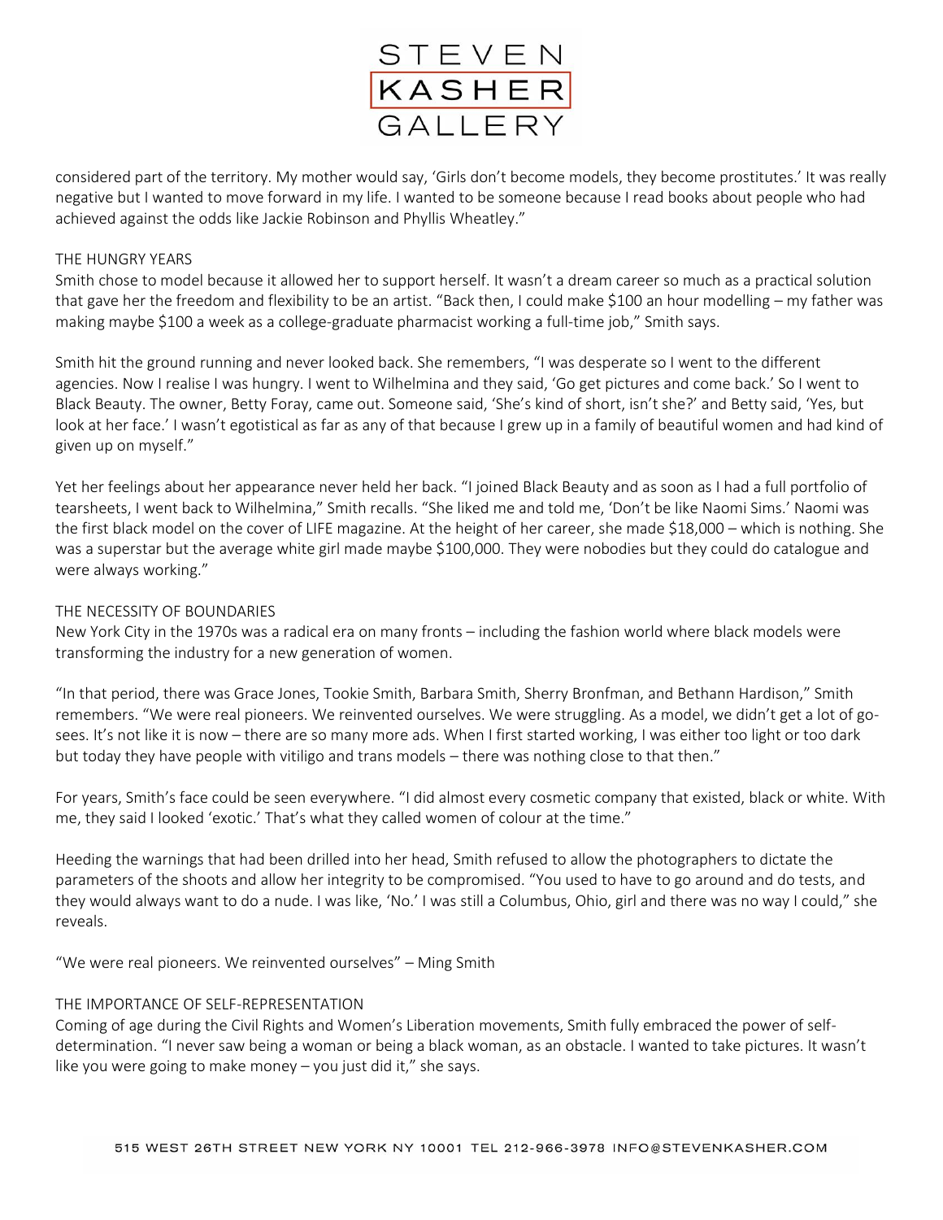considered part of the territory. My mother would say, 'Girls don't become models, they become prostitutes.' It was really negative but I wanted to move forward in my life. I wanted to be someone because I read books about people who had achieved against the odds like Jackie Robinson and Phyllis Wheatley."

## THE HUNGRY YEARS

Smith chose to model because it allowed her to support herself. It wasn't a dream career so much as a practical solution that gave her the freedom and flexibility to be an artist. "Back then, I could make $100 an hour modelling – my father was making maybe $100 a week as a college-graduate pharmacist working a full-time job," Smith says.

Smith hit the ground running and never looked back. She remembers, "I was desperate so I went to the different agencies. Now I realise I was hungry. I went to Wilhelmina and they said, 'Go get pictures and come back.' So I went to Black Beauty. The owner, Betty Foray, came out. Someone said, 'She's kind of short, isn't she?' and Betty said, 'Yes, but look at her face.' I wasn't egotistical as far as any of that because I grew up in a family of beautiful women and had kind of given up on myself."

Yet her feelings about her appearance never held her back. "I joined Black Beauty and as soon as I had a full portfolio of tearsheets, I went back to Wilhelmina," Smith recalls. "She liked me and told me, 'Don't be like Naomi Sims.' Naomi was the first black model on the cover of LIFE magazine. At the height of her career, she made $18,000 – which is nothing. She was a superstar but the average white girl made maybe $100,000. They were nobodies but they could do catalogue and were always working."

## THE NECESSITY OF BOUNDARIES

New York City in the 1970s was a radical era on many fronts – including the fashion world where black models were transforming the industry for a new generation of women.

"In that period, there was Grace Jones, Tookie Smith, Barbara Smith, Sherry Bronfman, and Bethann Hardison," Smith remembers. "We were real pioneers. We reinvented ourselves. We were struggling. As a model, we didn't get a lot of go-sees. It's not like it is now – there are so many more ads. When I first started working, I was either too light or too dark but today they have people with vitiligo and trans models – there was nothing close to that then."

For years, Smith's face could be seen everywhere. "I did almost every cosmetic company that existed, black or white. With me, they said I looked 'exotic.' That's what they called women of colour at the time."

Heeding the warnings that had been drilled into her head, Smith refused to allow the photographers to dictate the parameters of the shoots and allow her integrity to be compromised. "You used to have to go around and do tests, and they would always want to do a nude. I was like, 'No.' I was still a Columbus, Ohio, girl and there was no way I could," she reveals.

"We were real pioneers. We reinvented ourselves" – Ming Smith

## THE IMPORTANCE OF SELF-REPRESENTATION

Coming of age during the Civil Rights and Women's Liberation movements, Smith fully embraced the power of self-determination. "I never saw being a woman or being a black woman, as an obstacle. I wanted to take pictures. It wasn't like you were going to make money – you just did it," she says.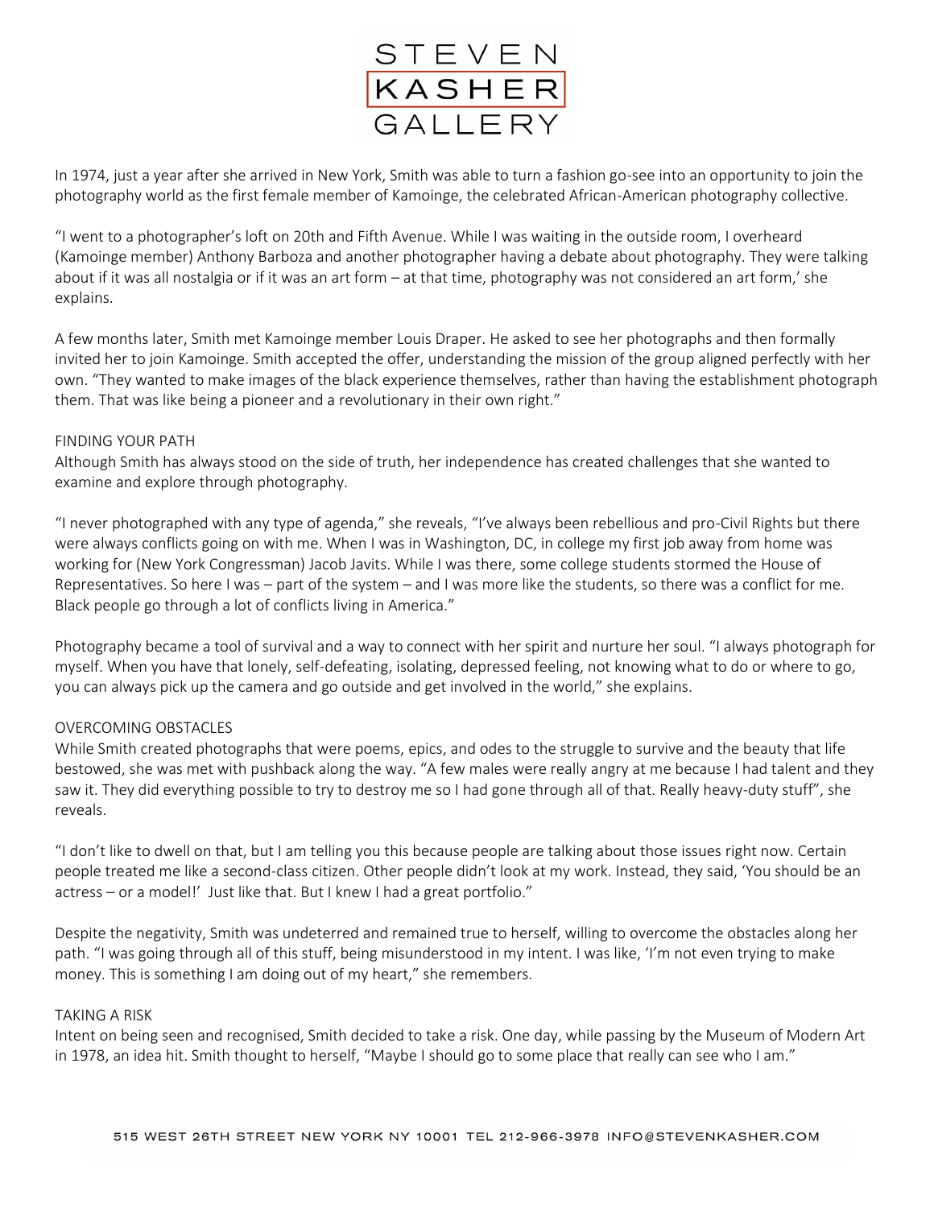In 1974, just a year after she arrived in New York, Smith was able to turn a fashion go-see into an opportunity to join the photography world as the first female member of Kamoinge, the celebrated African-American photography collective.

"I went to a photographer's loft on 20th and Fifth Avenue. While I was waiting in the outside room, I overheard (Kamoinge member) Anthony Barboza and another photographer having a debate about photography. They were talking about if it was all nostalgia or if it was an art form – at that time, photography was not considered an art form,' she explains.

A few months later, Smith met Kamoinge member Louis Draper. He asked to see her photographs and then formally invited her to join Kamoinge. Smith accepted the offer, understanding the mission of the group aligned perfectly with her own. "They wanted to make images of the black experience themselves, rather than having the establishment photograph them. That was like being a pioneer and a revolutionary in their own right."

## FINDING YOUR PATH

Although Smith has always stood on the side of truth, her independence has created challenges that she wanted to examine and explore through photography.

"I never photographed with any type of agenda," she reveals, "I've always been rebellious and pro-Civil Rights but there were always conflicts going on with me. When I was in Washington, DC, in college my first job away from home was working for (New York Congressman) Jacob Javits. While I was there, some college students stormed the House of Representatives. So here I was – part of the system – and I was more like the students, so there was a conflict for me. Black people go through a lot of conflicts living in America."

Photography became a tool of survival and a way to connect with her spirit and nurture her soul. "I always photograph for myself. When you have that lonely, self-defeating, isolating, depressed feeling, not knowing what to do or where to go, you can always pick up the camera and go outside and get involved in the world," she explains.

## OVERCOMING OBSTACLES

While Smith created photographs that were poems, epics, and odes to the struggle to survive and the beauty that life bestowed, she was met with pushback along the way. "A few males were really angry at me because I had talent and they saw it. They did everything possible to try to destroy me so I had gone through all of that. Really heavy-duty stuff", she reveals.

"I don't like to dwell on that, but I am telling you this because people are talking about those issues right now. Certain people treated me like a second-class citizen. Other people didn't look at my work. Instead, they said, 'You should be an actress – or a model!' Just like that. But I knew I had a great portfolio."

Despite the negativity, Smith was undeterred and remained true to herself, willing to overcome the obstacles along her path. "I was going through all of this stuff, being misunderstood in my intent. I was like, 'I'm not even trying to make money. This is something I am doing out of my heart," she remembers.

## TAKING A RISK

Intent on being seen and recognised, Smith decided to take a risk. One day, while passing by the Museum of Modern Art in 1978, an idea hit. Smith thought to herself, "Maybe I should go to some place that really can see who I am."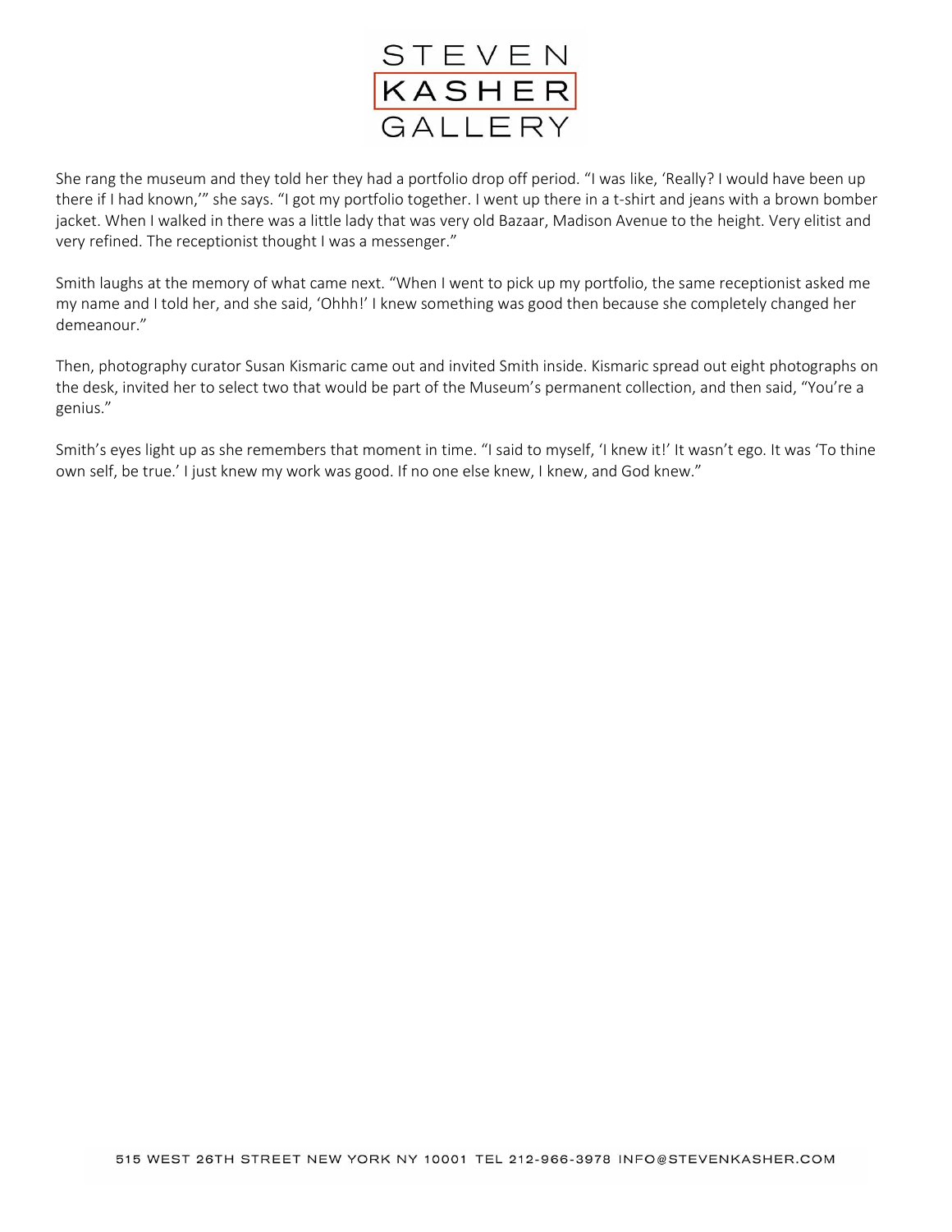She rang the museum and they told her they had a portfolio drop off period. "I was like, 'Really? I would have been up there if I had known,'" she says. "I got my portfolio together. I went up there in a t-shirt and jeans with a brown bomber jacket. When I walked in there was a little lady that was very old Bazaar, Madison Avenue to the height. Very elitist and very refined. The receptionist thought I was a messenger."

Smith laughs at the memory of what came next. "When I went to pick up my portfolio, the same receptionist asked me my name and I told her, and she said, 'Ohhh!' I knew something was good then because she completely changed her demeanour."

Then, photography curator Susan Kismaric came out and invited Smith inside. Kismaric spread out eight photographs on the desk, invited her to select two that would be part of the Museum's permanent collection, and then said, "You're a genius."

Smith's eyes light up as she remembers that moment in time. "I said to myself, 'I knew it!' It wasn't ego. It was 'To thine own self, be true.' I just knew my work was good. If no one else knew, I knew, and God knew."